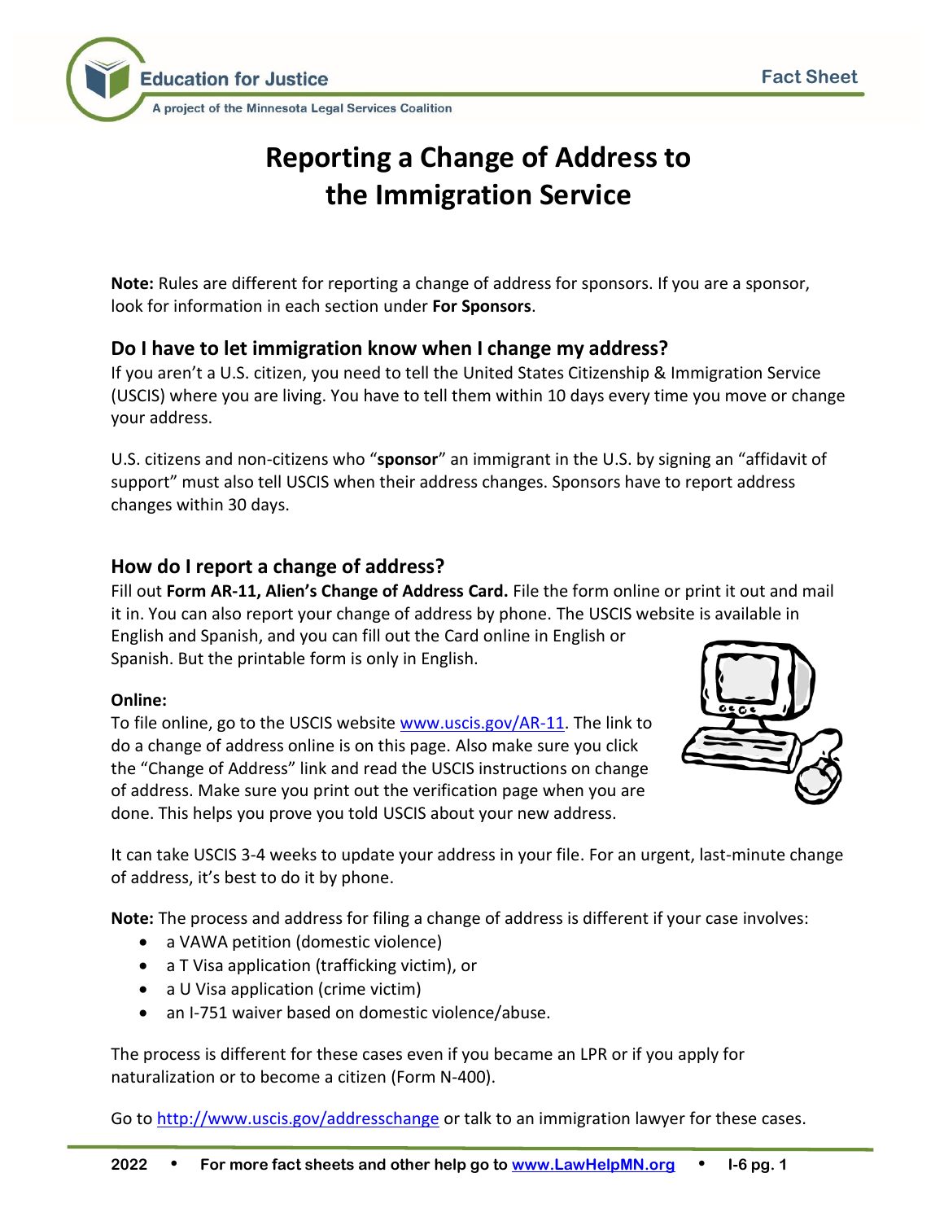# Reporting a Change of Address to the Immigration Service

**Note:** Rules are different for reporting a change of address for sponsors. If you are a sponsor, look for information in each section under **For Sponsors**.

## Do I have to let immigration know when I change my address?

If you aren't a U.S. citizen, you need to tell the United States Citizenship & Immigration Service (USCIS) where you are living. You have to tell them within 10 days every time you move or change your address.

U.S. citizens and non-citizens who "**sponsor**" an immigrant in the U.S. by signing an "affidavit of support" must also tell USCIS when their address changes. Sponsors have to report address changes within 30 days.

## How do I report a change of address?

Fill out **Form AR-11, Alien's Change of Address Card.** File the form online or print it out and mail it in. You can also report your change of address by phone. The USCIS website is available in English and Spanish, and you can fill out the Card online in English or Spanish. But the printable form is only in English.

**Online:**

To file online, go to the USCIS website [www.uscis.gov/AR-11](http://www.uscis.gov/AR-11). The link to do a change of address online is on this page. Also make sure you click the "Change of Address" link and read the USCIS instructions on change of address. Make sure you print out the verification page when you are done. This helps you prove you told USCIS about your new address.

It can take USCIS 3-4 weeks to update your address in your file. For an urgent, last-minute change of address, it's best to do it by phone.

**Note:** The process and address for filing a change of address is different if your case involves:

- a VAWA petition (domestic violence)
- a T Visa application (trafficking victim), or
- a U Visa application (crime victim)
- an I-751 waiver based on domestic violence/abuse.

The process is different for these cases even if you became an LPR or if you apply for naturalization or to become a citizen (Form N-400).

Go to [http://www.uscis.gov/addresschange](http://www.uscis.gov/addresschange) or talk to an immigration lawyer for these cases.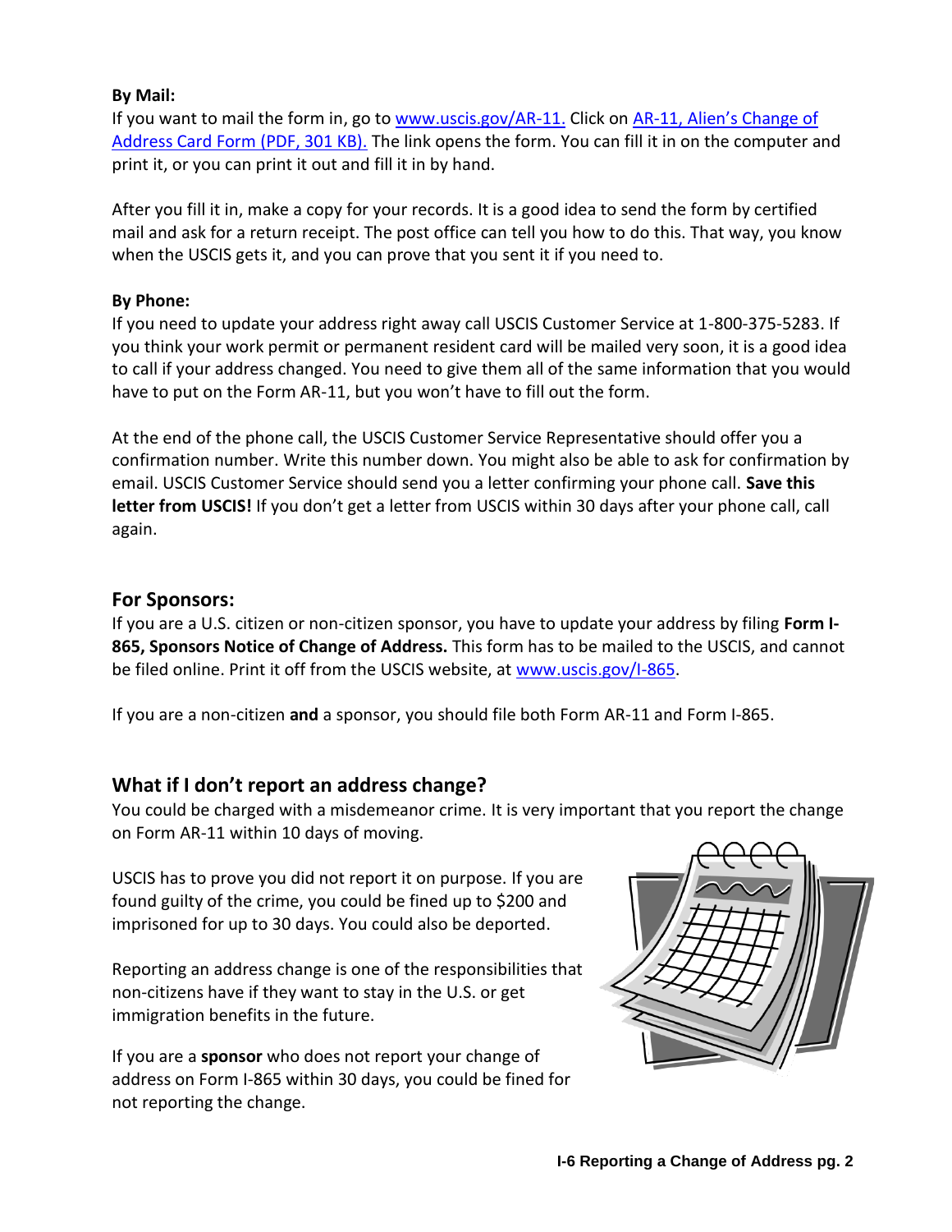**By Mail:**
If you want to mail the form in, go to [www.uscis.gov/AR-11.](http://www.uscis.gov/AR-11) Click on AR-11, Alien's Change of Address Card Form (PDF, 301 KB). The link opens the form. You can fill it in on the computer and print it, or you can print it out and fill it in by hand.

After you fill it in, make a copy for your records. It is a good idea to send the form by certified mail and ask for a return receipt. The post office can tell you how to do this. That way, you know when the USCIS gets it, and you can prove that you sent it if you need to.

**By Phone:**
If you need to update your address right away call USCIS Customer Service at 1-800-375-5283. If you think your work permit or permanent resident card will be mailed very soon, it is a good idea to call if your address changed. You need to give them all of the same information that you would have to put on the Form AR-11, but you won't have to fill out the form.

At the end of the phone call, the USCIS Customer Service Representative should offer you a confirmation number. Write this number down. You might also be able to ask for confirmation by email. USCIS Customer Service should send you a letter confirming your phone call. **Save this letter from USCIS!** If you don't get a letter from USCIS within 30 days after your phone call, call again.

## For Sponsors:

If you are a U.S. citizen or non-citizen sponsor, you have to update your address by filing **Form I-865, Sponsors Notice of Change of Address.** This form has to be mailed to the USCIS, and cannot be filed online. Print it off from the USCIS website, at [www.uscis.gov/I-865](http://www.uscis.gov/I-865).

If you are a non-citizen **and** a sponsor, you should file both Form AR-11 and Form I-865.

## What if I don't report an address change?

You could be charged with a misdemeanor crime. It is very important that you report the change on Form AR-11 within 10 days of moving.

USCIS has to prove you did not report it on purpose. If you are found guilty of the crime, you could be fined up to $200 and imprisoned for up to 30 days. You could also be deported.

Reporting an address change is one of the responsibilities that non-citizens have if they want to stay in the U.S. or get immigration benefits in the future.

If you are a **sponsor** who does not report your change of address on Form I-865 within 30 days, you could be fined for not reporting the change.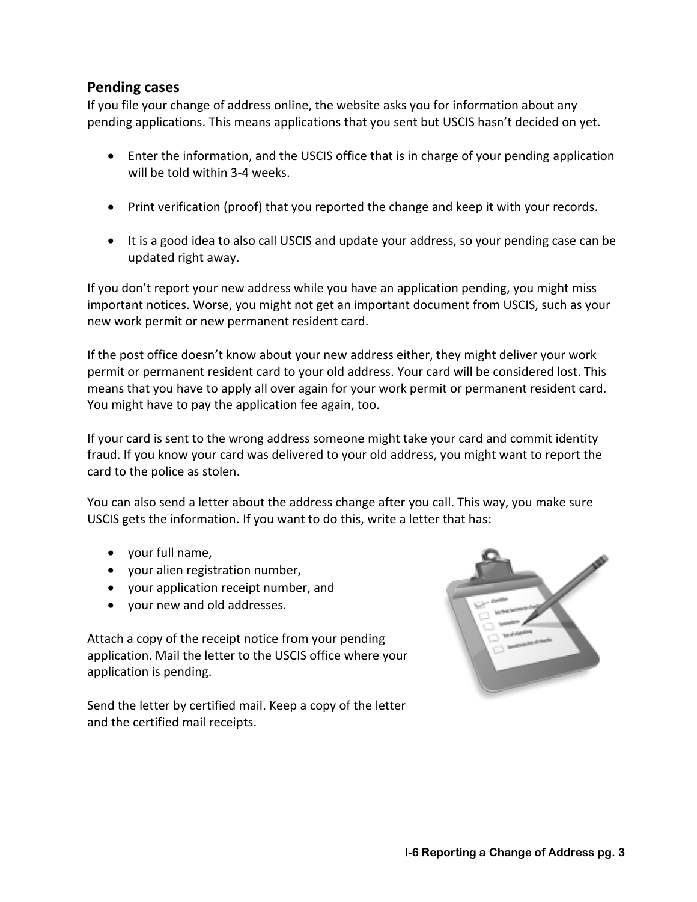## Pending cases

If you file your change of address online, the website asks you for information about any pending applications. This means applications that you sent but USCIS hasn't decided on yet.

- Enter the information, and the USCIS office that is in charge of your pending application will be told within 3-4 weeks.
- Print verification (proof) that you reported the change and keep it with your records.
- It is a good idea to also call USCIS and update your address, so your pending case can be updated right away.

If you don't report your new address while you have an application pending, you might miss important notices. Worse, you might not get an important document from USCIS, such as your new work permit or new permanent resident card.

If the post office doesn't know about your new address either, they might deliver your work permit or permanent resident card to your old address. Your card will be considered lost. This means that you have to apply all over again for your work permit or permanent resident card. You might have to pay the application fee again, too.

If your card is sent to the wrong address someone might take your card and commit identity fraud. If you know your card was delivered to your old address, you might want to report the card to the police as stolen.

You can also send a letter about the address change after you call. This way, you make sure USCIS gets the information. If you want to do this, write a letter that has:

- your full name,
- your alien registration number,
- your application receipt number, and
- your new and old addresses.

Attach a copy of the receipt notice from your pending application. Mail the letter to the USCIS office where your application is pending.

Send the letter by certified mail. Keep a copy of the letter and the certified mail receipts.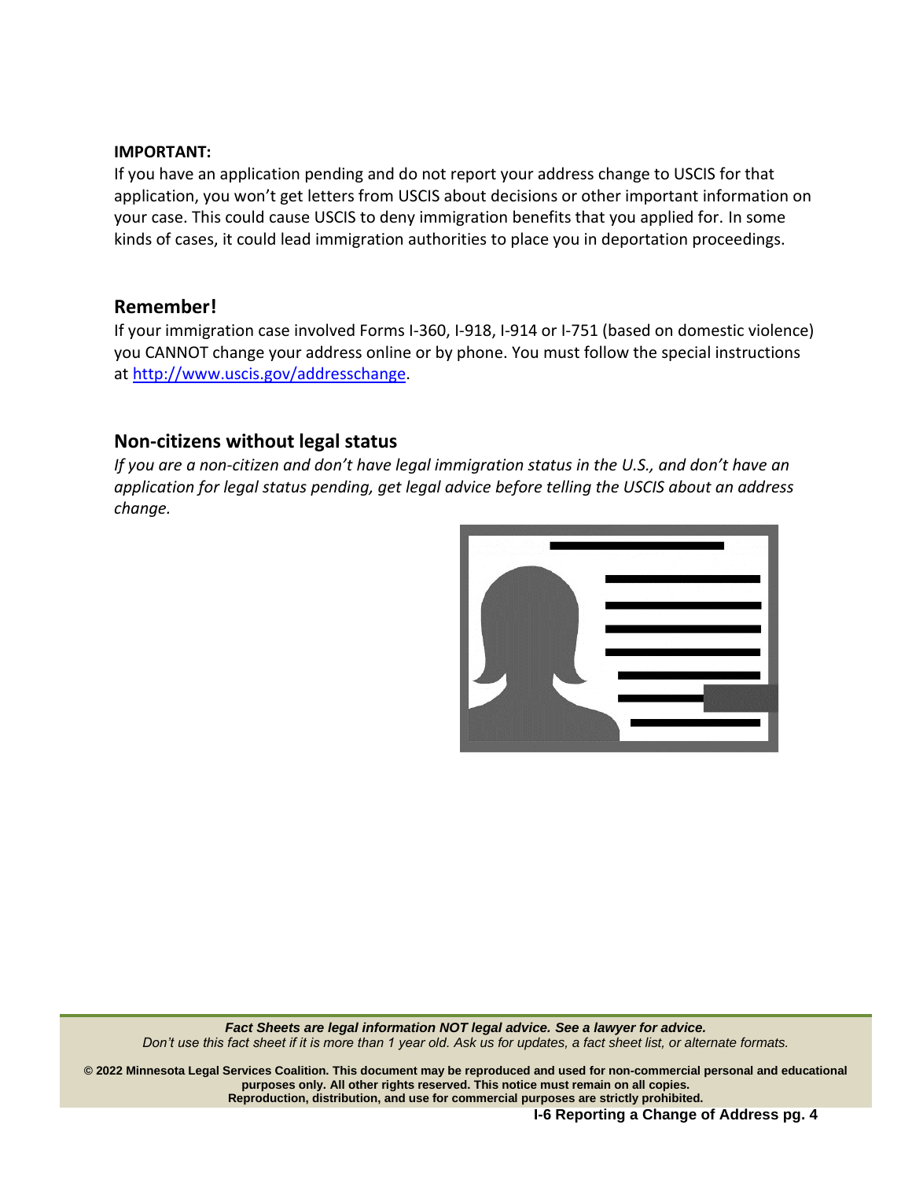**IMPORTANT:**
If you have an application pending and do not report your address change to USCIS for that application, you won't get letters from USCIS about decisions or other important information on your case. This could cause USCIS to deny immigration benefits that you applied for. In some kinds of cases, it could lead immigration authorities to place you in deportation proceedings.

## Remember!

If your immigration case involved Forms I-360, I-918, I-914 or I-751 (based on domestic violence) you CANNOT change your address online or by phone. You must follow the special instructions at [http://www.uscis.gov/addresschange](http://www.uscis.gov/addresschange).

## Non-citizens without legal status

*If you are a non-citizen and don't have legal immigration status in the U.S., and don't have an application for legal status pending, get legal advice before telling the USCIS about an address change.*

***Fact Sheets are legal information NOT legal advice. See a lawyer for advice.***
*Don't use this fact sheet if it is more than 1 year old. Ask us for updates, a fact sheet list, or alternate formats.*

**© 2022 Minnesota Legal Services Coalition. This document may be reproduced and used for non-commercial personal and educational purposes only. All other rights reserved. This notice must remain on all copies. Reproduction, distribution, and use for commercial purposes are strictly prohibited.**